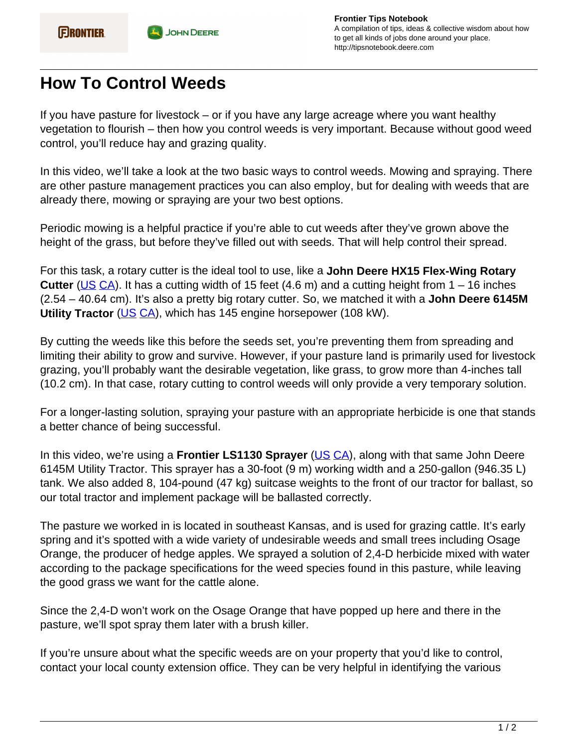Frontier Tips Notebook
A compilation of tips, ideas & collective wisdom about how to get all kinds of jobs done around your place.
http://tipsnotebook.deere.com

# How To Control Weeds

If you have pasture for livestock – or if you have any large acreage where you want healthy vegetation to flourish – then how you control weeds is very important. Because without good weed control, you'll reduce hay and grazing quality.

In this video, we'll take a look at the two basic ways to control weeds. Mowing and spraying. There are other pasture management practices you can also employ, but for dealing with weeds that are already there, mowing or spraying are your two best options.

Periodic mowing is a helpful practice if you're able to cut weeds after they've grown above the height of the grass, but before they've filled out with seeds. That will help control their spread.

For this task, a rotary cutter is the ideal tool to use, like a **John Deere HX15 Flex-Wing Rotary Cutter** (US CA). It has a cutting width of 15 feet (4.6 m) and a cutting height from 1 – 16 inches (2.54 – 40.64 cm). It's also a pretty big rotary cutter. So, we matched it with a **John Deere 6145M Utility Tractor** (US CA), which has 145 engine horsepower (108 kW).

By cutting the weeds like this before the seeds set, you're preventing them from spreading and limiting their ability to grow and survive. However, if your pasture land is primarily used for livestock grazing, you'll probably want the desirable vegetation, like grass, to grow more than 4-inches tall (10.2 cm). In that case, rotary cutting to control weeds will only provide a very temporary solution.

For a longer-lasting solution, spraying your pasture with an appropriate herbicide is one that stands a better chance of being successful.

In this video, we're using a **Frontier LS1130 Sprayer** (US CA), along with that same John Deere 6145M Utility Tractor. This sprayer has a 30-foot (9 m) working width and a 250-gallon (946.35 L) tank. We also added 8, 104-pound (47 kg) suitcase weights to the front of our tractor for ballast, so our total tractor and implement package will be ballasted correctly.

The pasture we worked in is located in southeast Kansas, and is used for grazing cattle. It's early spring and it's spotted with a wide variety of undesirable weeds and small trees including Osage Orange, the producer of hedge apples. We sprayed a solution of 2,4-D herbicide mixed with water according to the package specifications for the weed species found in this pasture, while leaving the good grass we want for the cattle alone.

Since the 2,4-D won't work on the Osage Orange that have popped up here and there in the pasture, we'll spot spray them later with a brush killer.

If you're unsure about what the specific weeds are on your property that you'd like to control, contact your local county extension office. They can be very helpful in identifying the various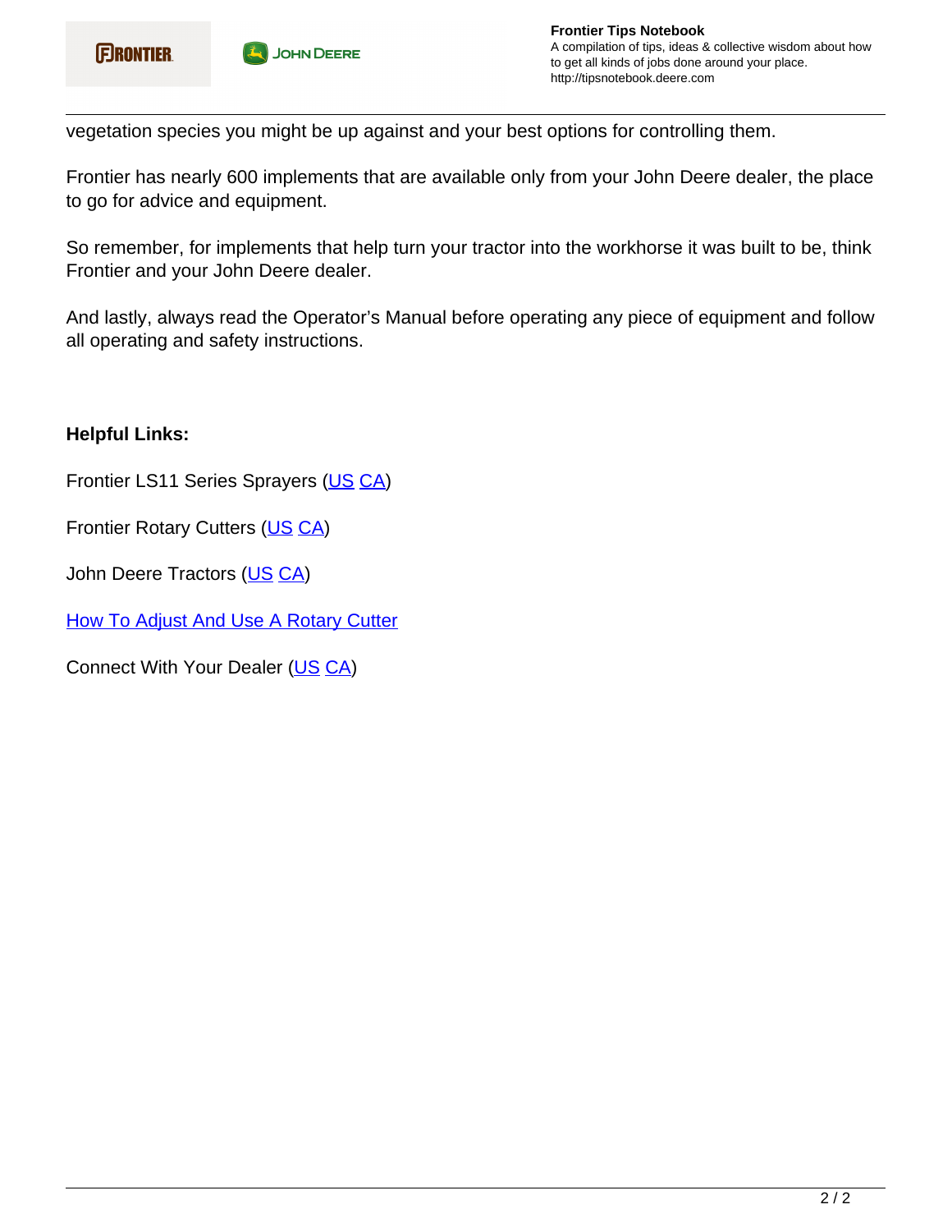vegetation species you might be up against and your best options for controlling them.

Frontier has nearly 600 implements that are available only from your John Deere dealer, the place to go for advice and equipment.

So remember, for implements that help turn your tractor into the workhorse it was built to be, think Frontier and your John Deere dealer.

And lastly, always read the Operator's Manual before operating any piece of equipment and follow all operating and safety instructions.

**Helpful Links:**

Frontier LS11 Series Sprayers (US CA)

Frontier Rotary Cutters (US CA)

John Deere Tractors (US CA)

How To Adjust And Use A Rotary Cutter

Connect With Your Dealer (US CA)